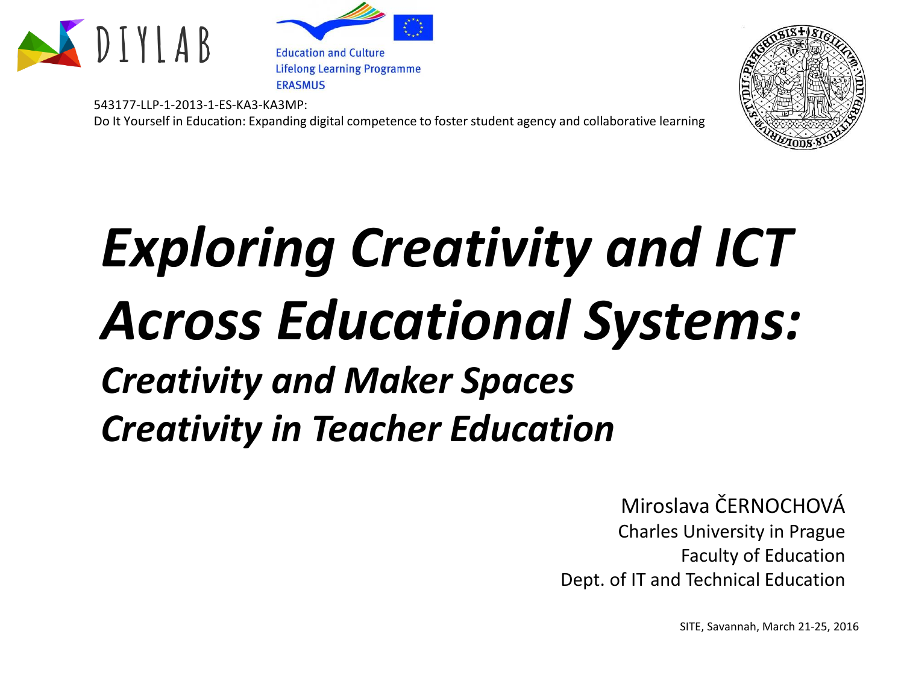DIYLAB

Education and Culture
Lifelong Learning Programme
ERASMUS

543177-LLP-1-2013-1-ES-KA3-KA3MP:
Do It Yourself in Education: Expanding digital competence to foster student agency and collaborative learning

# *Exploring Creativity and ICT Across Educational Systems:*

## *Creativity and Maker Spaces*
## *Creativity in Teacher Education*

Miroslava ČERNOCHOVÁ
Charles University in Prague
Faculty of Education
Dept. of IT and Technical Education

SITE, Savannah, March 21-25, 2016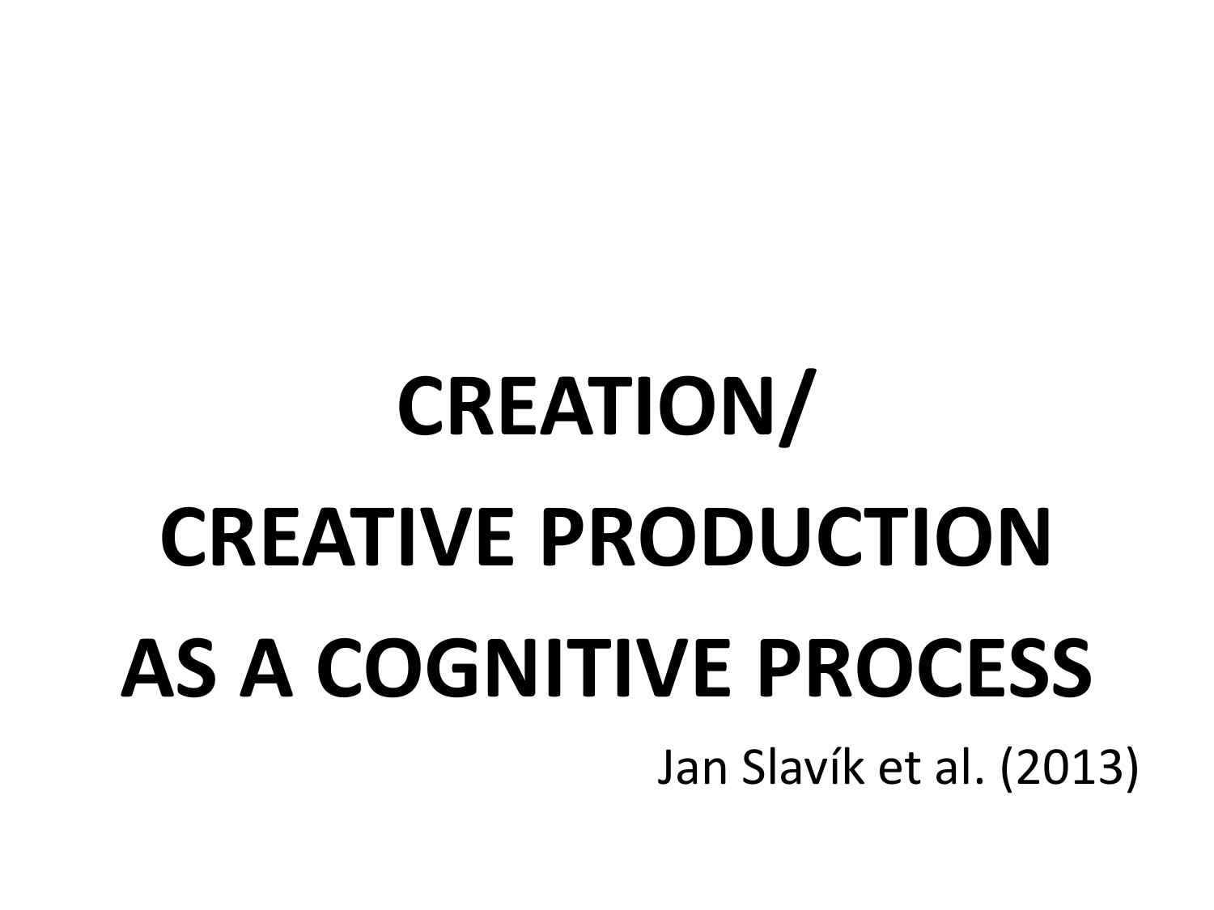# CREATION/ CREATIVE PRODUCTION AS A COGNITIVE PROCESS

Jan Slavík et al. (2013)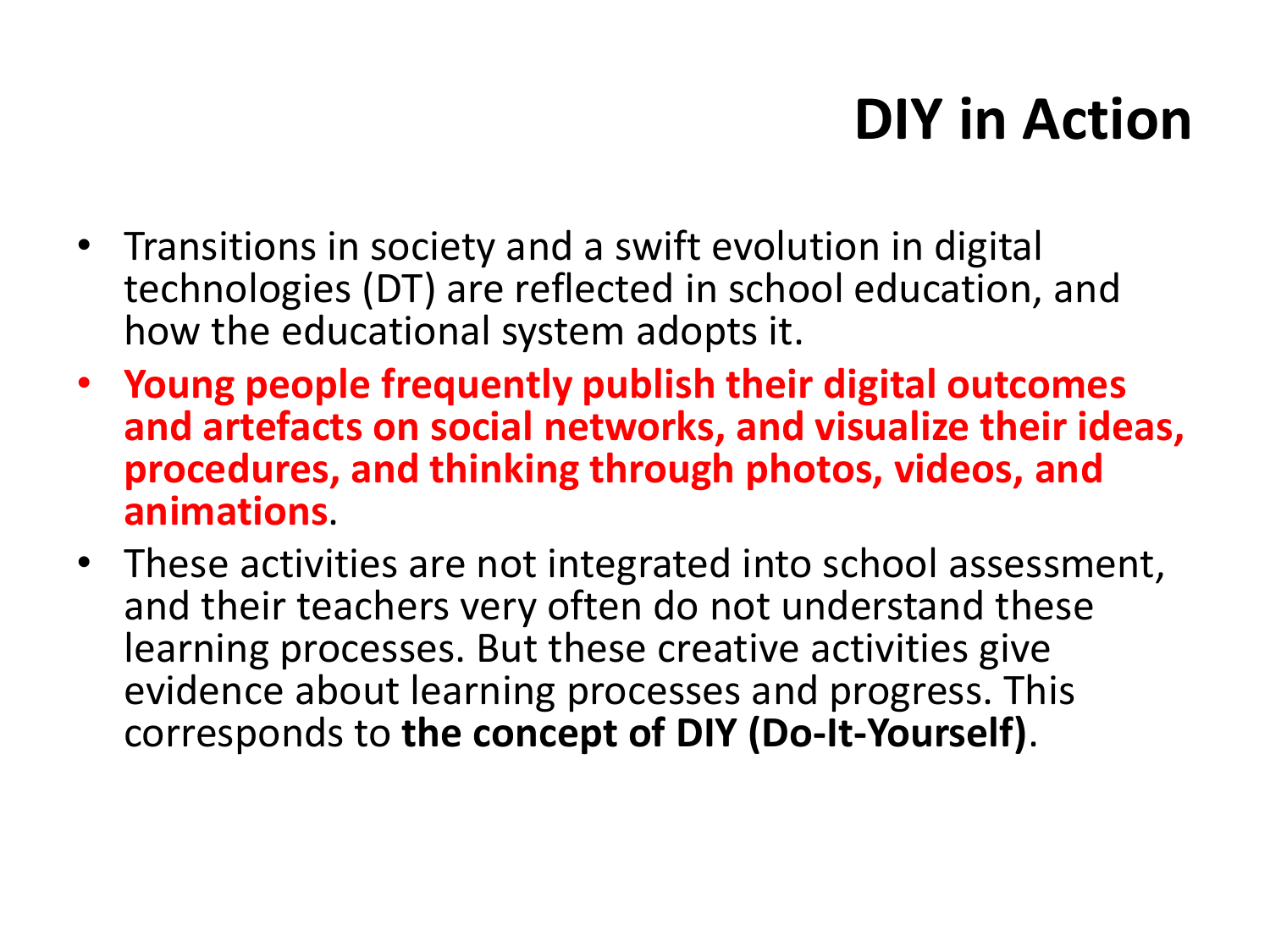# DIY in Action

- Transitions in society and a swift evolution in digital technologies (DT) are reflected in school education, and how the educational system adopts it.
- **Young people frequently publish their digital outcomes and artefacts on social networks, and visualize their ideas, procedures, and thinking through photos, videos, and animations**.
- These activities are not integrated into school assessment, and their teachers very often do not understand these learning processes. But these creative activities give evidence about learning processes and progress. This corresponds to **the concept of DIY (Do-It-Yourself)**.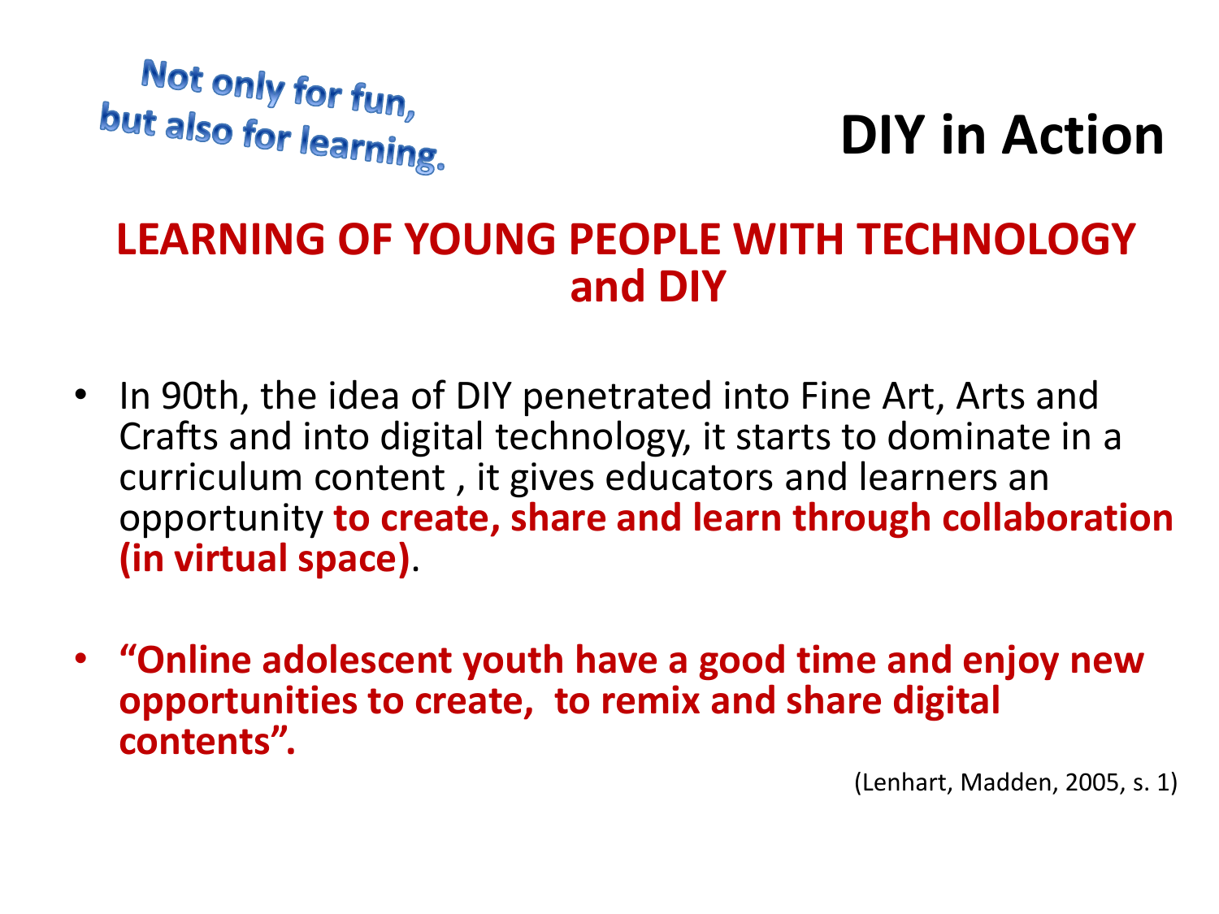Not only for fun, but also for learning.

# DIY in Action

## LEARNING OF YOUNG PEOPLE WITH TECHNOLOGY and DIY

- In 90th, the idea of DIY penetrated into Fine Art, Arts and Crafts and into digital technology, it starts to dominate in a curriculum content , it gives educators and learners an opportunity **to create, share and learn through collaboration (in virtual space)**.

- **“Online adolescent youth have a good time and enjoy new opportunities to create, to remix and share digital contents”.**

(Lenhart, Madden, 2005, s. 1)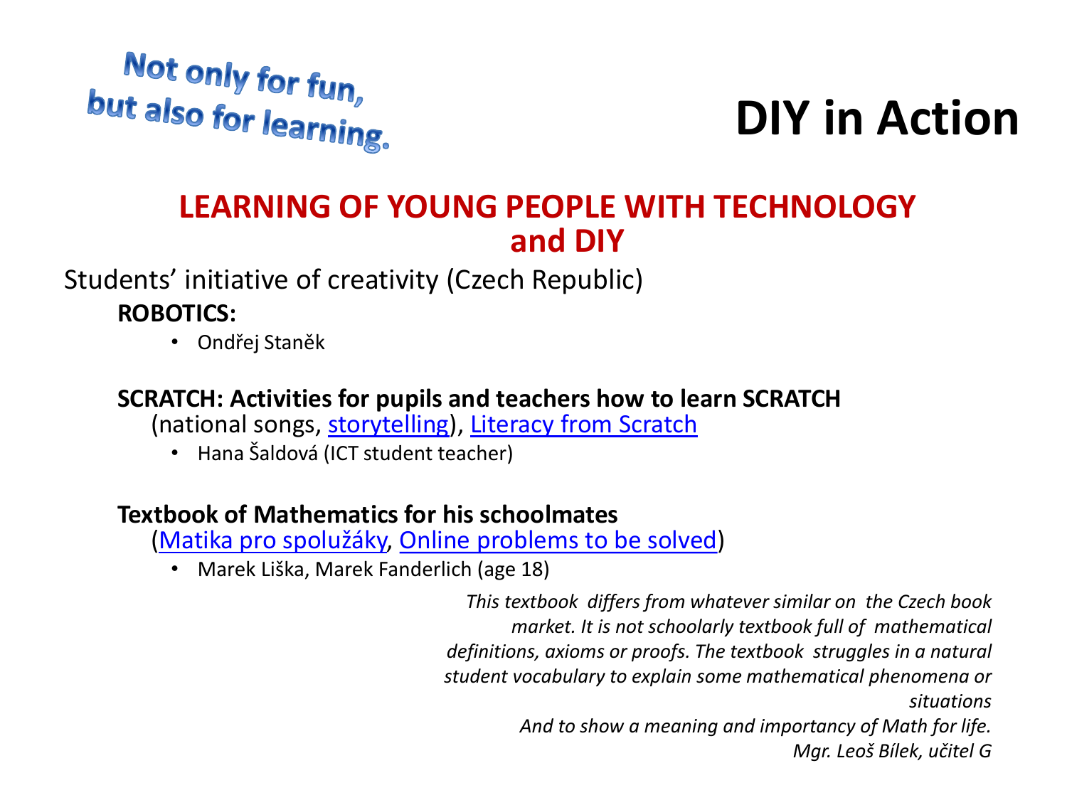Not only for fun, but also for learning.

# DIY in Action

## LEARNING OF YOUNG PEOPLE WITH TECHNOLOGY and DIY

Students' initiative of creativity (Czech Republic)

**ROBOTICS:**

- Ondřej Staněk

**SCRATCH: Activities for pupils and teachers how to learn SCRATCH**
(national songs, storytelling), Literacy from Scratch

- Hana Šaldová (ICT student teacher)

**Textbook of Mathematics for his schoolmates**
(Matika pro spolužáky, Online problems to be solved)

- Marek Liška, Marek Fanderlich (age 18)

*This textbook differs from whatever similar on the Czech book market. It is not schoolarly textbook full of mathematical definitions, axioms or proofs. The textbook struggles in a natural student vocabulary to explain some mathematical phenomena or situations*
*And to show a meaning and importancy of Math for life.*
*Mgr. Leoš Bílek, učitel G*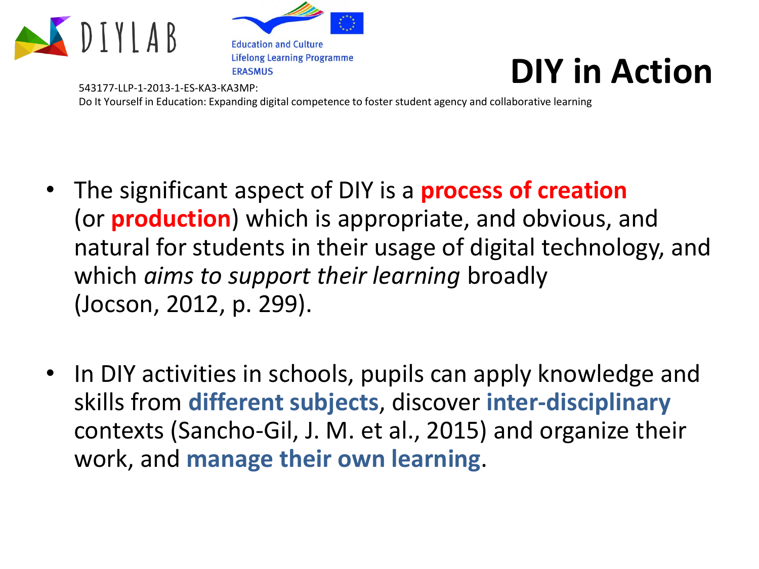# DIY in Action

543177-LLP-1-2013-1-ES-KA3-KA3MP:
Do It Yourself in Education: Expanding digital competence to foster student agency and collaborative learning

- The significant aspect of DIY is a **process of creation** (or **production**) which is appropriate, and obvious, and natural for students in their usage of digital technology, and which *aims to support their learning* broadly (Jocson, 2012, p. 299).

- In DIY activities in schools, pupils can apply knowledge and skills from **different subjects**, discover **inter-disciplinary** contexts (Sancho-Gil, J. M. et al., 2015) and organize their work, and **manage their own learning**.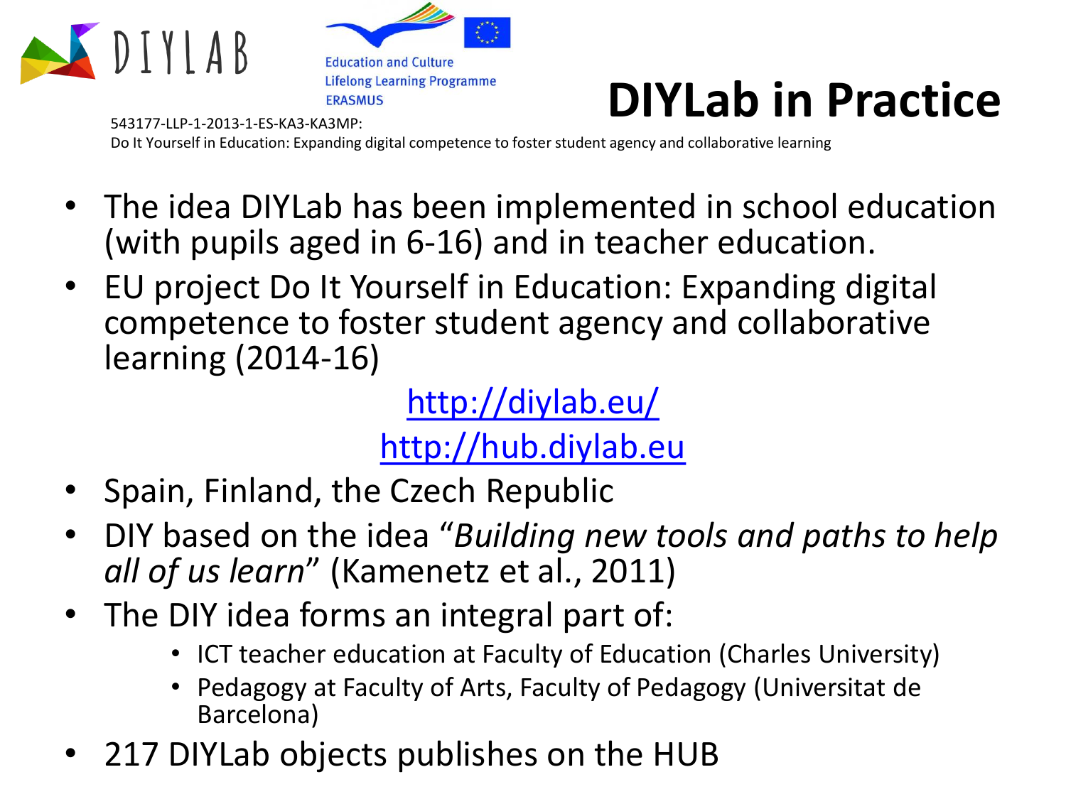DIYLAB

Education and Culture
Lifelong Learning Programme
ERASMUS

543177-LLP-1-2013-1-ES-KA3-KA3MP:
Do It Yourself in Education: Expanding digital competence to foster student agency and collaborative learning

# DIYLab in Practice

- The idea DIYLab has been implemented in school education (with pupils aged in 6-16) and in teacher education.
- EU project Do It Yourself in Education: Expanding digital competence to foster student agency and collaborative learning (2014-16)

  http://diylab.eu/

  http://hub.diylab.eu
- Spain, Finland, the Czech Republic
- DIY based on the idea "*Building new tools and paths to help all of us learn*" (Kamenetz et al., 2011)
- The DIY idea forms an integral part of:
  - ICT teacher education at Faculty of Education (Charles University)
  - Pedagogy at Faculty of Arts, Faculty of Pedagogy (Universitat de Barcelona)
- 217 DIYLab objects publishes on the HUB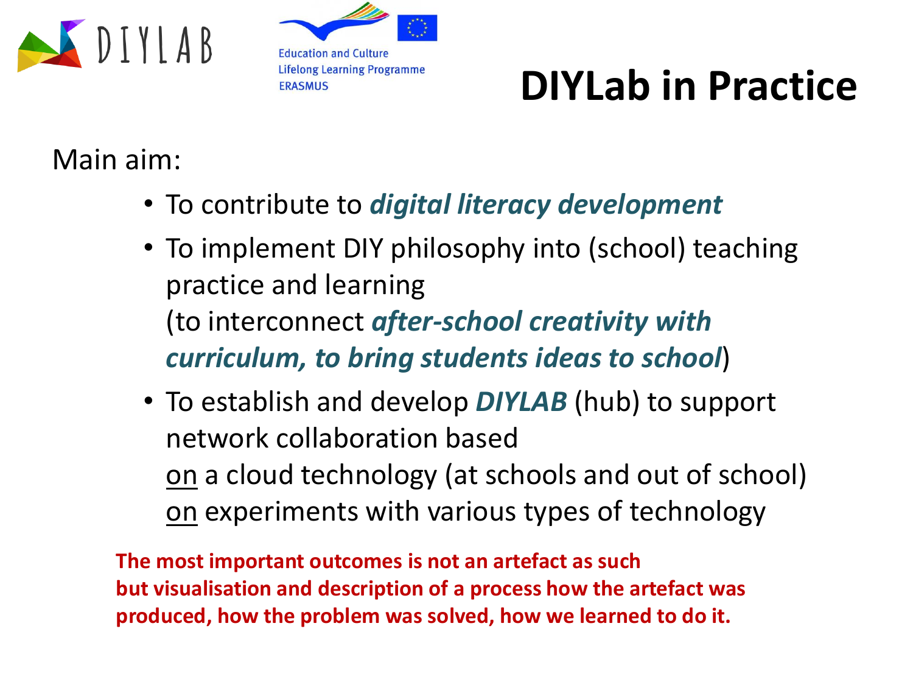# DIYLab in Practice

Main aim:

- To contribute to ***digital literacy development***
- To implement DIY philosophy into (school) teaching practice and learning
  (to interconnect ***after-school creativity with curriculum, to bring students ideas to school***)
- To establish and develop ***DIYLAB*** (hub) to support network collaboration based
  <u>on</u> a cloud technology (at schools and out of school)
  <u>on</u> experiments with various types of technology

**The most important outcomes is not an artefact as such but visualisation and description of a process how the artefact was produced, how the problem was solved, how we learned to do it.**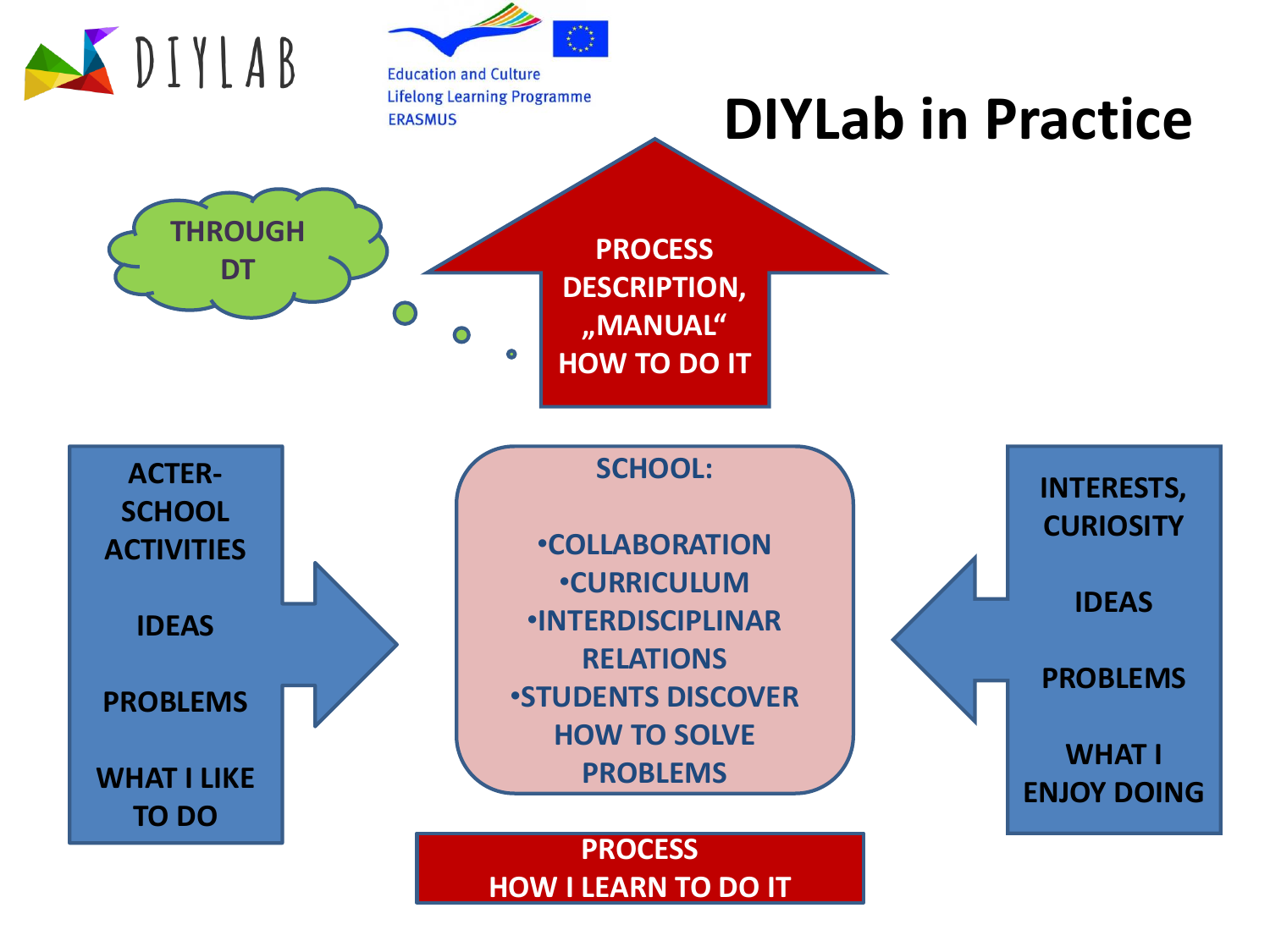DIYLAB

Education and Culture
Lifelong Learning Programme
ERASMUS

# DIYLab in Practice

THROUGH DT

PROCESS DESCRIPTION, „MANUAL“ HOW TO DO IT

ACTER-SCHOOL ACTIVITIES

IDEAS

PROBLEMS

WHAT I LIKE TO DO

SCHOOL:

- COLLABORATION
- CURRICULUM
- INTERDISCIPLINAR RELATIONS
- STUDENTS DISCOVER HOW TO SOLVE PROBLEMS

INTERESTS, CURIOSITY

IDEAS

PROBLEMS

WHAT I ENJOY DOING

PROCESS
HOW I LEARN TO DO IT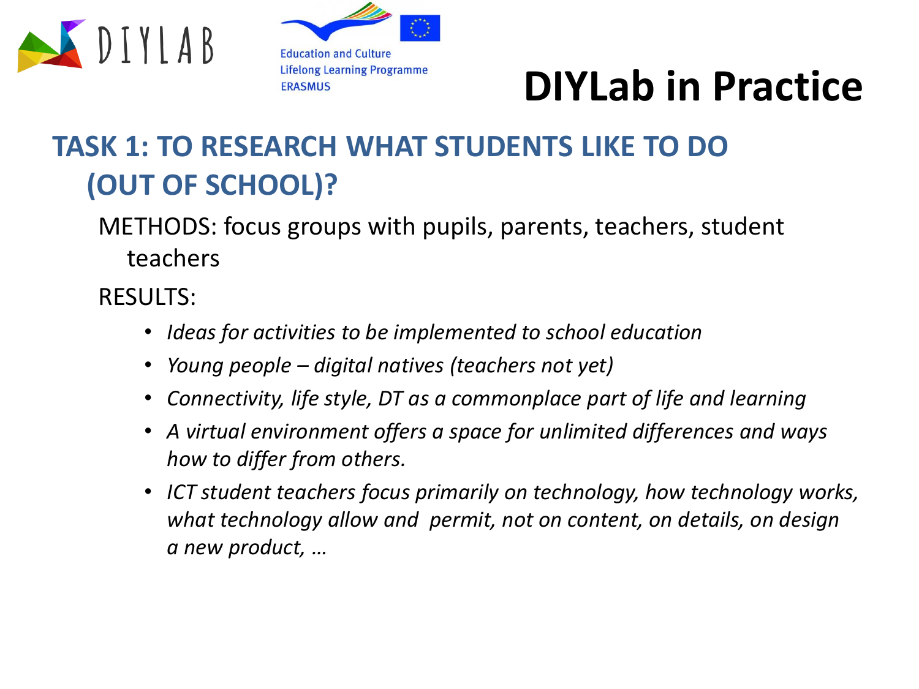# DIYLab in Practice

## TASK 1: TO RESEARCH WHAT STUDENTS LIKE TO DO (OUT OF SCHOOL)?

METHODS: focus groups with pupils, parents, teachers, student teachers

RESULTS:

- *Ideas for activities to be implemented to school education*
- *Young people – digital natives (teachers not yet)*
- *Connectivity, life style, DT as a commonplace part of life and learning*
- *A virtual environment offers a space for unlimited differences and ways how to differ from others.*
- *ICT student teachers focus primarily on technology, how technology works, what technology allow and permit, not on content, on details, on design a new product, …*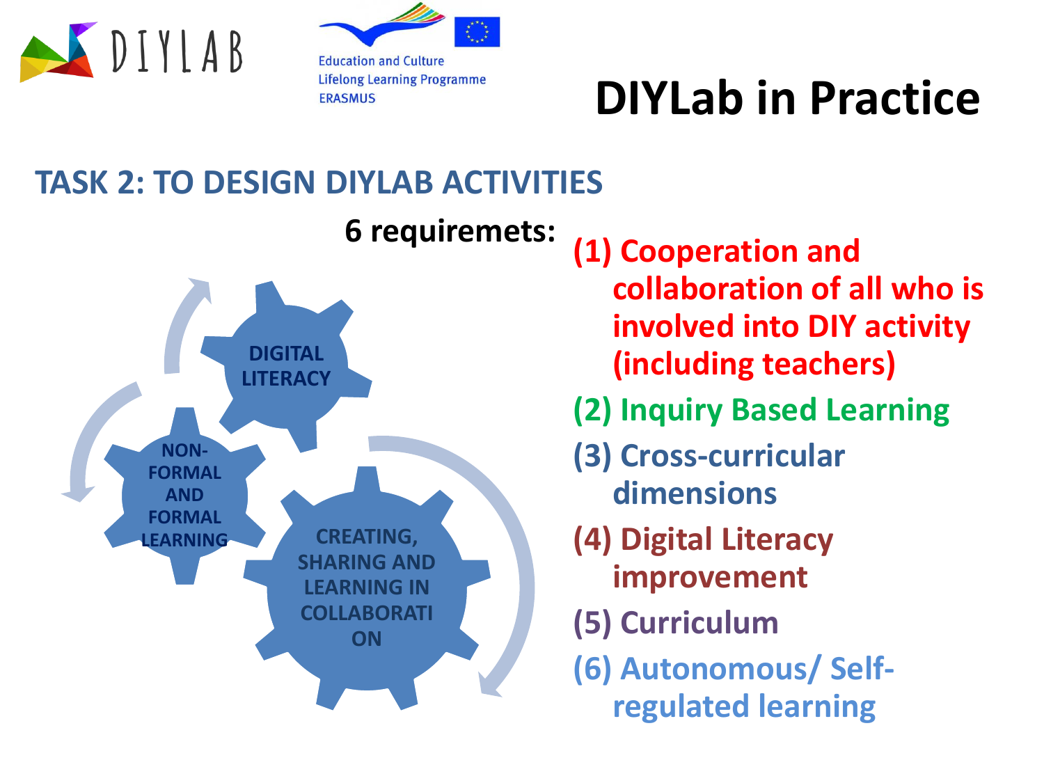DIYLAB

Education and Culture
Lifelong Learning Programme
ERASMUS

# DIYLab in Practice

## TASK 2: TO DESIGN DIYLAB ACTIVITIES

DIGITAL LITERACY

NON-FORMAL AND FORMAL LEARNING

CREATING, SHARING AND LEARNING IN COLLABORATION

**6 requiremets:**

**(1) Cooperation and collaboration of all who is involved into DIY activity (including teachers)**

**(2) Inquiry Based Learning**

**(3) Cross-curricular dimensions**

**(4) Digital Literacy improvement**

**(5) Curriculum**

**(6) Autonomous/ Self-regulated learning**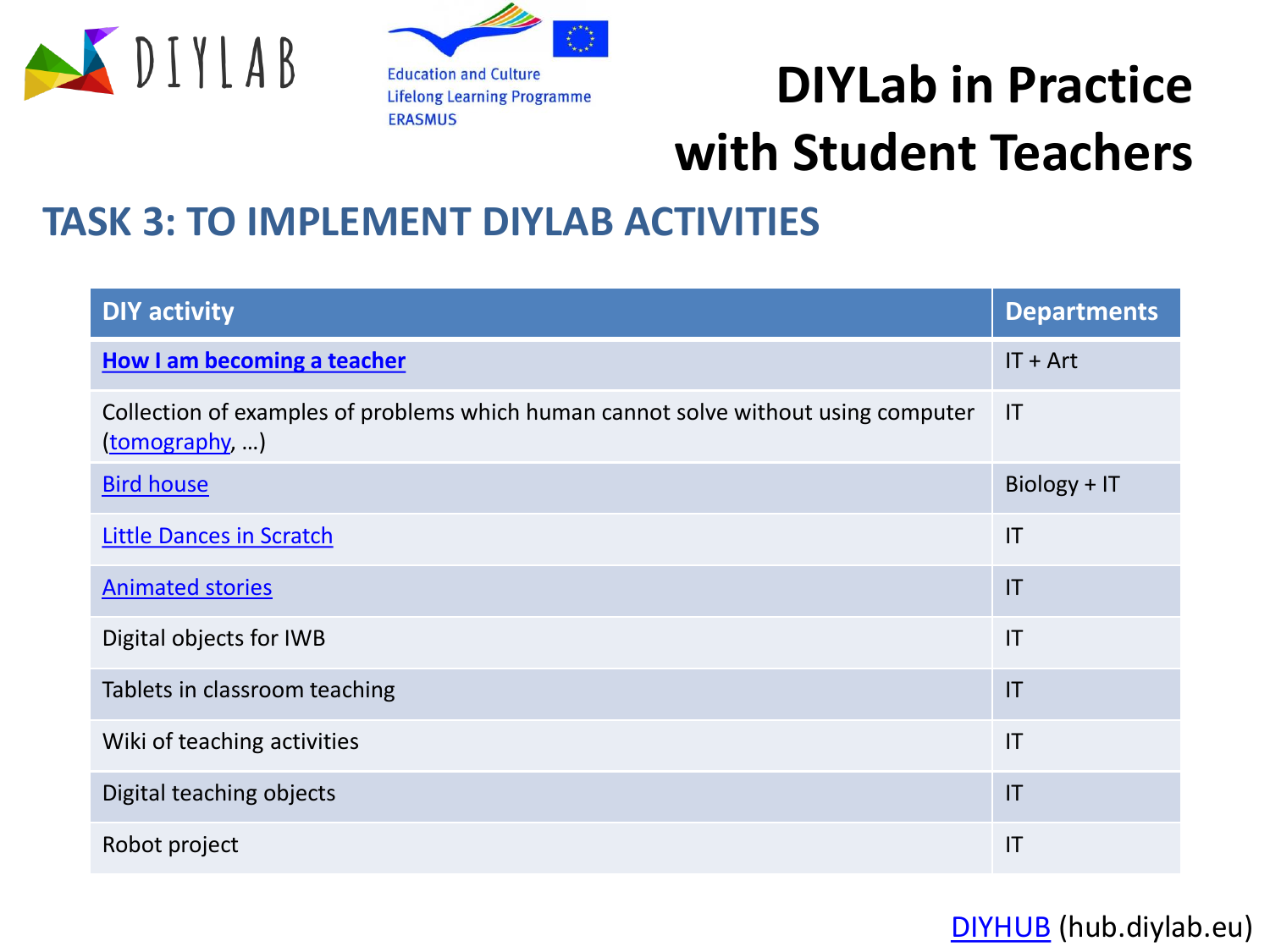# DIYLab in Practice with Student Teachers

## TASK 3: TO IMPLEMENT DIYLAB ACTIVITIES

| DIY activity | Departments |
|---|---|
| **How I am becoming a teacher** | IT + Art |
| Collection of examples of problems which human cannot solve without using computer (tomography, …) | IT |
| Bird house | Biology + IT |
| Little Dances in Scratch | IT |
| Animated stories | IT |
| Digital objects for IWB | IT |
| Tablets in classroom teaching | IT |
| Wiki of teaching activities | IT |
| Digital teaching objects | IT |
| Robot project | IT |

DIYHUB (hub.diylab.eu)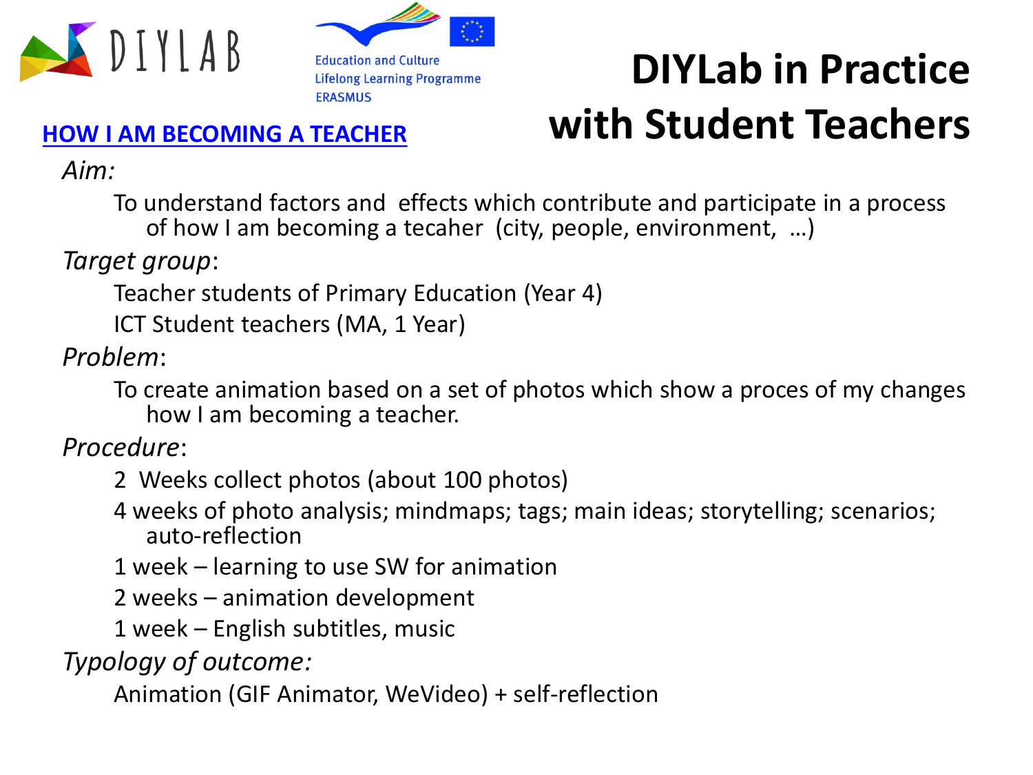# DIYLab in Practice with Student Teachers

## HOW I AM BECOMING A TEACHER

*Aim:*

To understand factors and effects which contribute and participate in a process of how I am becoming a tecaher (city, people, environment, …)

*Target group*:

Teacher students of Primary Education (Year 4)

ICT Student teachers (MA, 1 Year)

*Problem*:

To create animation based on a set of photos which show a proces of my changes how I am becoming a teacher.

*Procedure*:

2 Weeks collect photos (about 100 photos)

4 weeks of photo analysis; mindmaps; tags; main ideas; storytelling; scenarios; auto-reflection

1 week – learning to use SW for animation

2 weeks – animation development

1 week – English subtitles, music

*Typology of outcome:*

Animation (GIF Animator, WeVideo) + self-reflection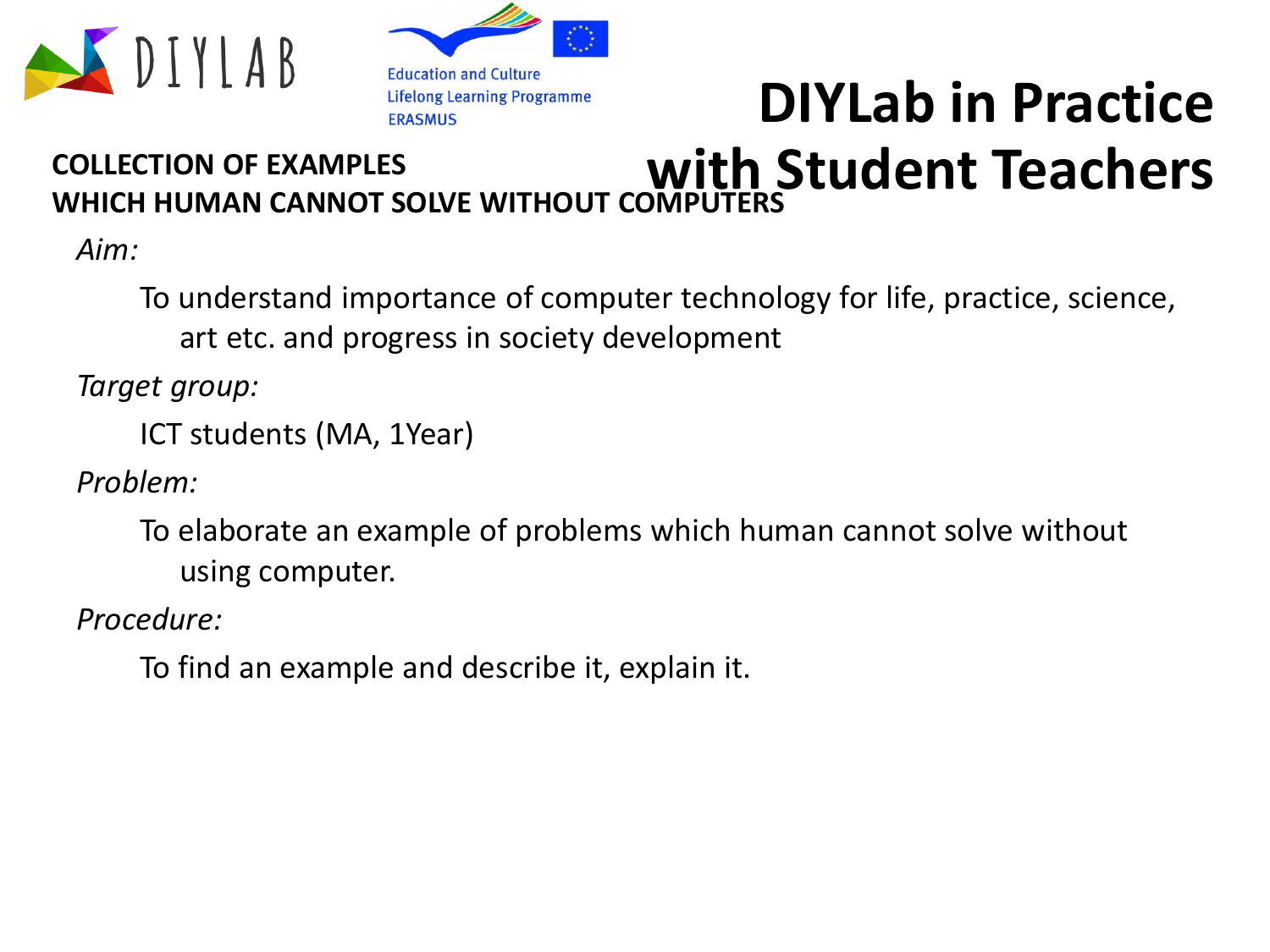# DIYLab in Practice with Student Teachers

**COLLECTION OF EXAMPLES**
**WHICH HUMAN CANNOT SOLVE WITHOUT COMPUTERS**

*Aim:*

To understand importance of computer technology for life, practice, science, art etc. and progress in society development

*Target group:*

ICT students (MA, 1Year)

*Problem:*

To elaborate an example of problems which human cannot solve without using computer.

*Procedure:*

To find an example and describe it, explain it.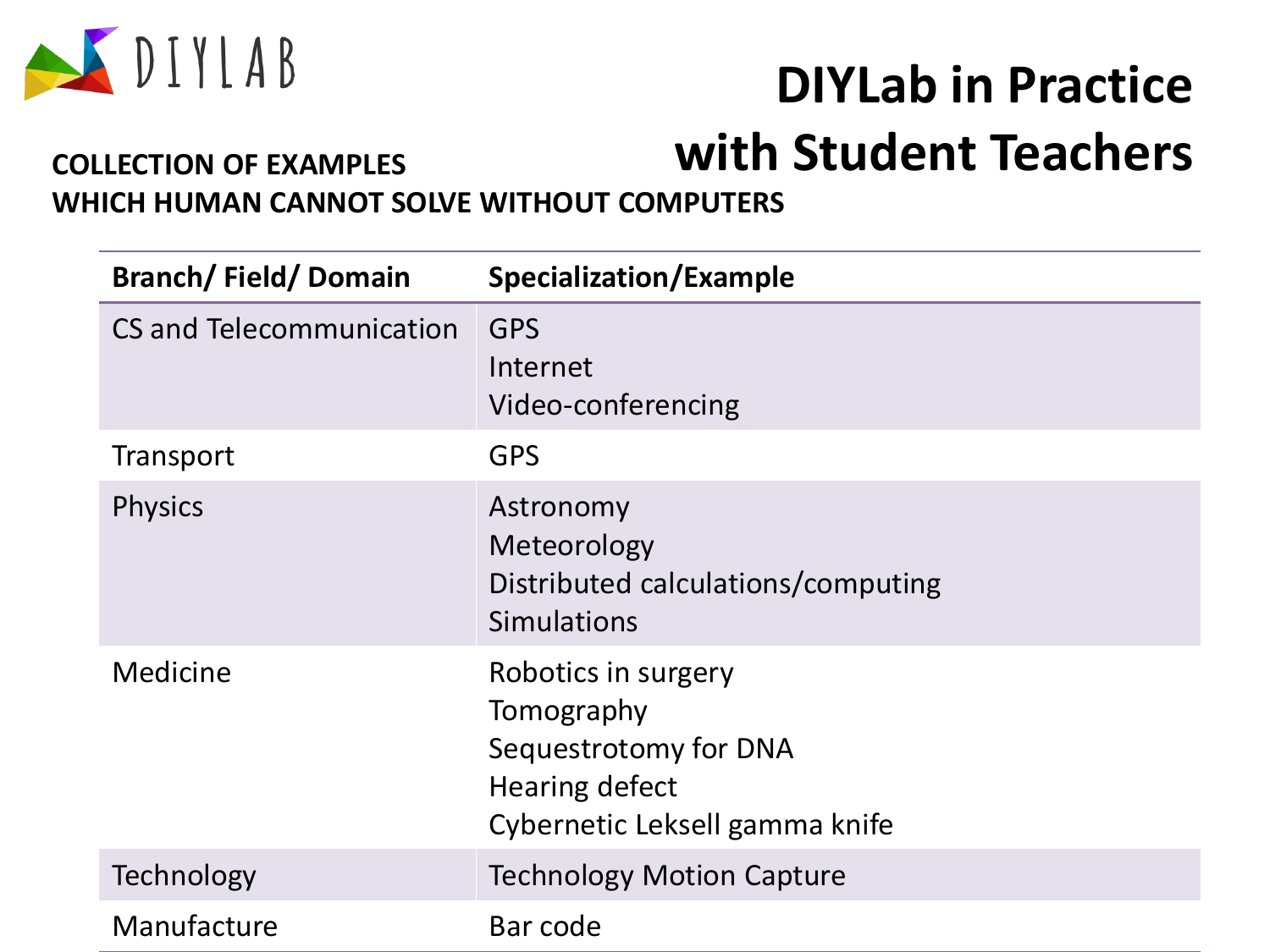# DIYLab in Practice with Student Teachers

**COLLECTION OF EXAMPLES WHICH HUMAN CANNOT SOLVE WITHOUT COMPUTERS**

| Branch/ Field/ Domain | Specialization/Example |
|---|---|
| CS and Telecommunication | GPS<br>Internet<br>Video-conferencing |
| Transport | GPS |
| Physics | Astronomy<br>Meteorology<br>Distributed calculations/computing<br>Simulations |
| Medicine | Robotics in surgery<br>Tomography<br>Sequestrotomy for DNA<br>Hearing defect<br>Cybernetic Leksell gamma knife |
| Technology | Technology Motion Capture |
| Manufacture | Bar code |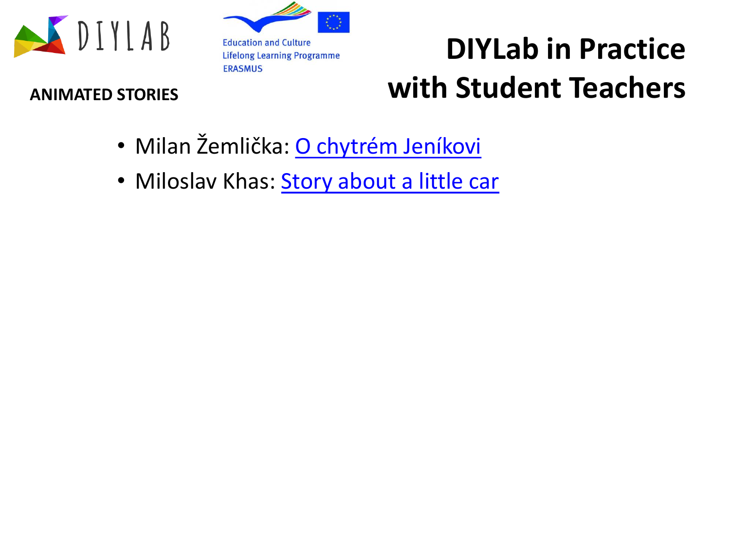DIYLAB

Education and Culture
Lifelong Learning Programme
ERASMUS

# DIYLab in Practice with Student Teachers

**ANIMATED STORIES**

- Milan Žemlička: O chytrém Jeníkovi
- Miloslav Khas: Story about a little car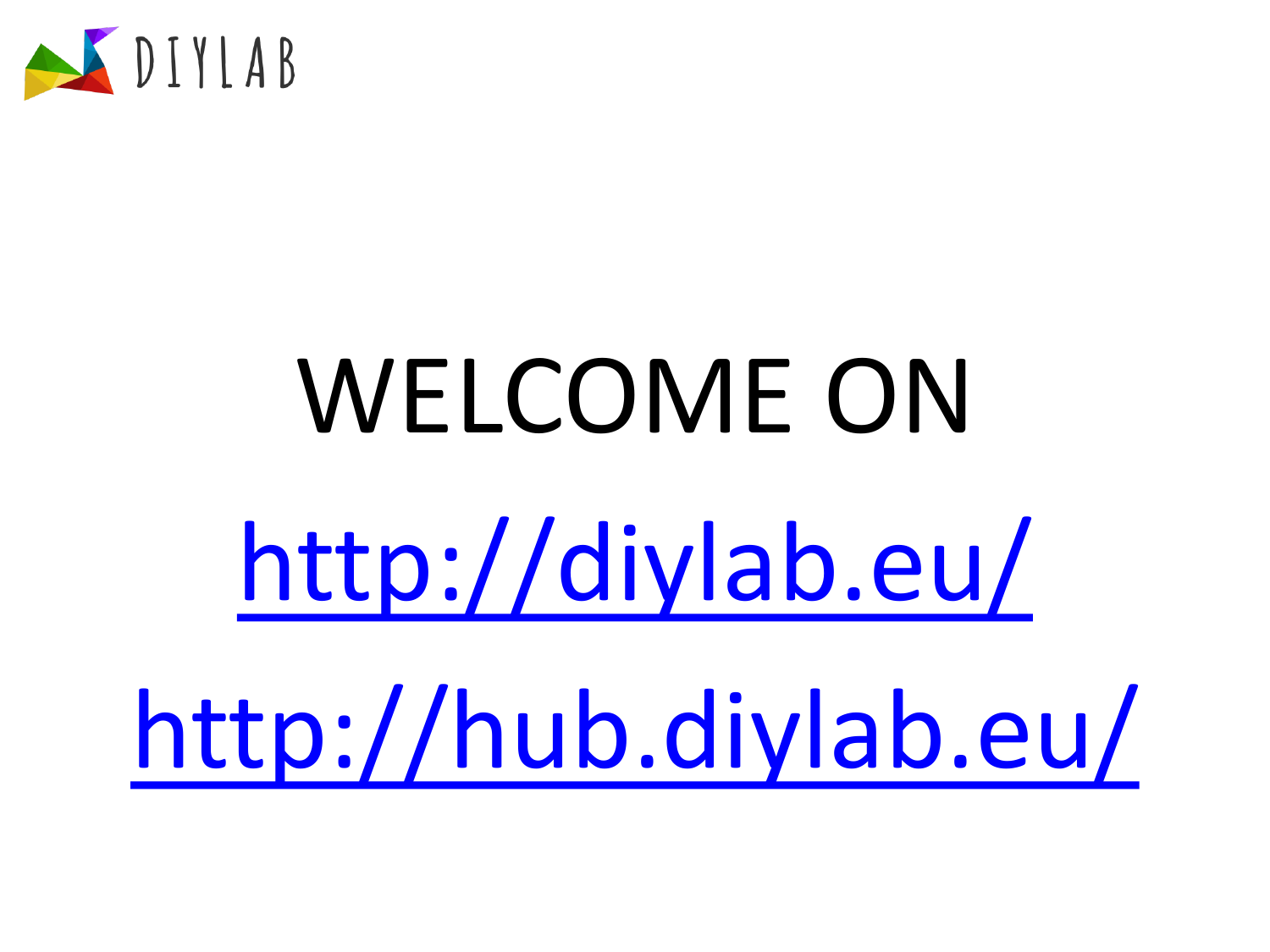DIYLAB

# WELCOME ON

http://diylab.eu/

http://hub.diylab.eu/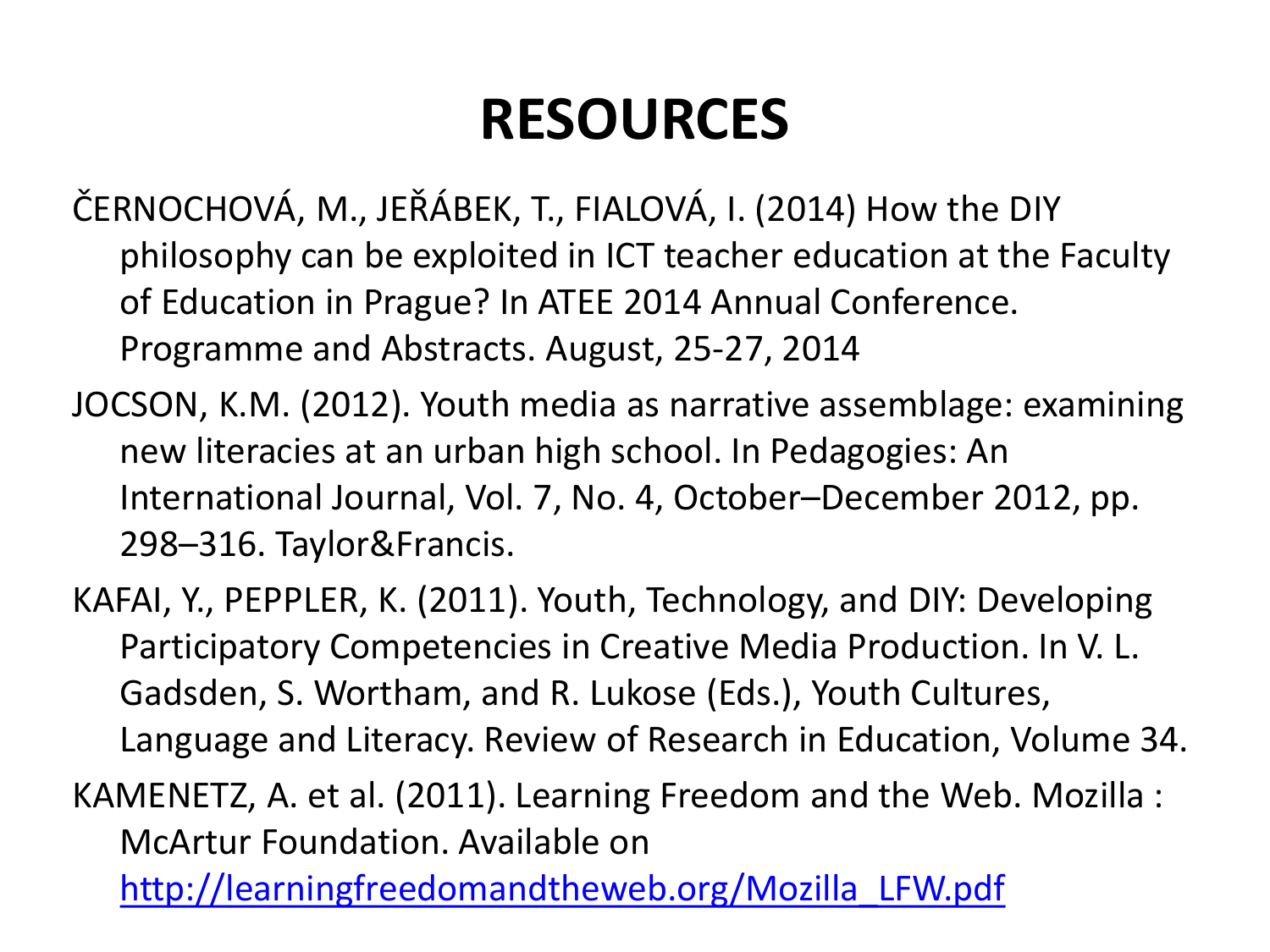# RESOURCES

ČERNOCHOVÁ, M., JEŘÁBEK, T., FIALOVÁ, I. (2014) How the DIY philosophy can be exploited in ICT teacher education at the Faculty of Education in Prague? In ATEE 2014 Annual Conference. Programme and Abstracts. August, 25-27, 2014

JOCSON, K.M. (2012). Youth media as narrative assemblage: examining new literacies at an urban high school. In Pedagogies: An International Journal, Vol. 7, No. 4, October–December 2012, pp. 298–316. Taylor&Francis.

KAFAI, Y., PEPPLER, K. (2011). Youth, Technology, and DIY: Developing Participatory Competencies in Creative Media Production. In V. L. Gadsden, S. Wortham, and R. Lukose (Eds.), Youth Cultures, Language and Literacy. Review of Research in Education, Volume 34.

KAMENETZ, A. et al. (2011). Learning Freedom and the Web. Mozilla : McArtur Foundation. Available on [http://learningfreedomandtheweb.org/Mozilla_LFW.pdf](http://learningfreedomandtheweb.org/Mozilla_LFW.pdf)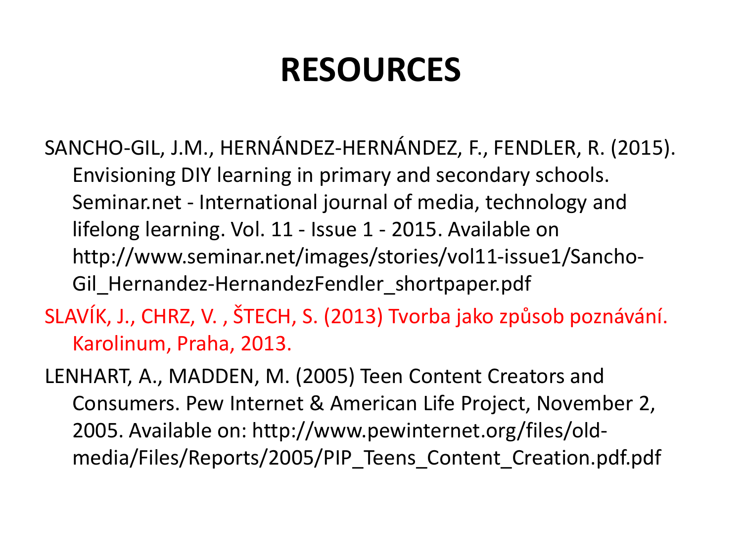# RESOURCES

SANCHO-GIL, J.M., HERNÁNDEZ-HERNÁNDEZ, F., FENDLER, R. (2015). Envisioning DIY learning in primary and secondary schools. Seminar.net - International journal of media, technology and lifelong learning. Vol. 11 - Issue 1 - 2015. Available on http://www.seminar.net/images/stories/vol11-issue1/Sancho-Gil_Hernandez-HernandezFendler_shortpaper.pdf

SLAVÍK, J., CHRZ, V. , ŠTECH, S. (2013) Tvorba jako způsob poznávání. Karolinum, Praha, 2013.

LENHART, A., MADDEN, M. (2005) Teen Content Creators and Consumers. Pew Internet & American Life Project, November 2, 2005. Available on: http://www.pewinternet.org/files/old-media/Files/Reports/2005/PIP_Teens_Content_Creation.pdf.pdf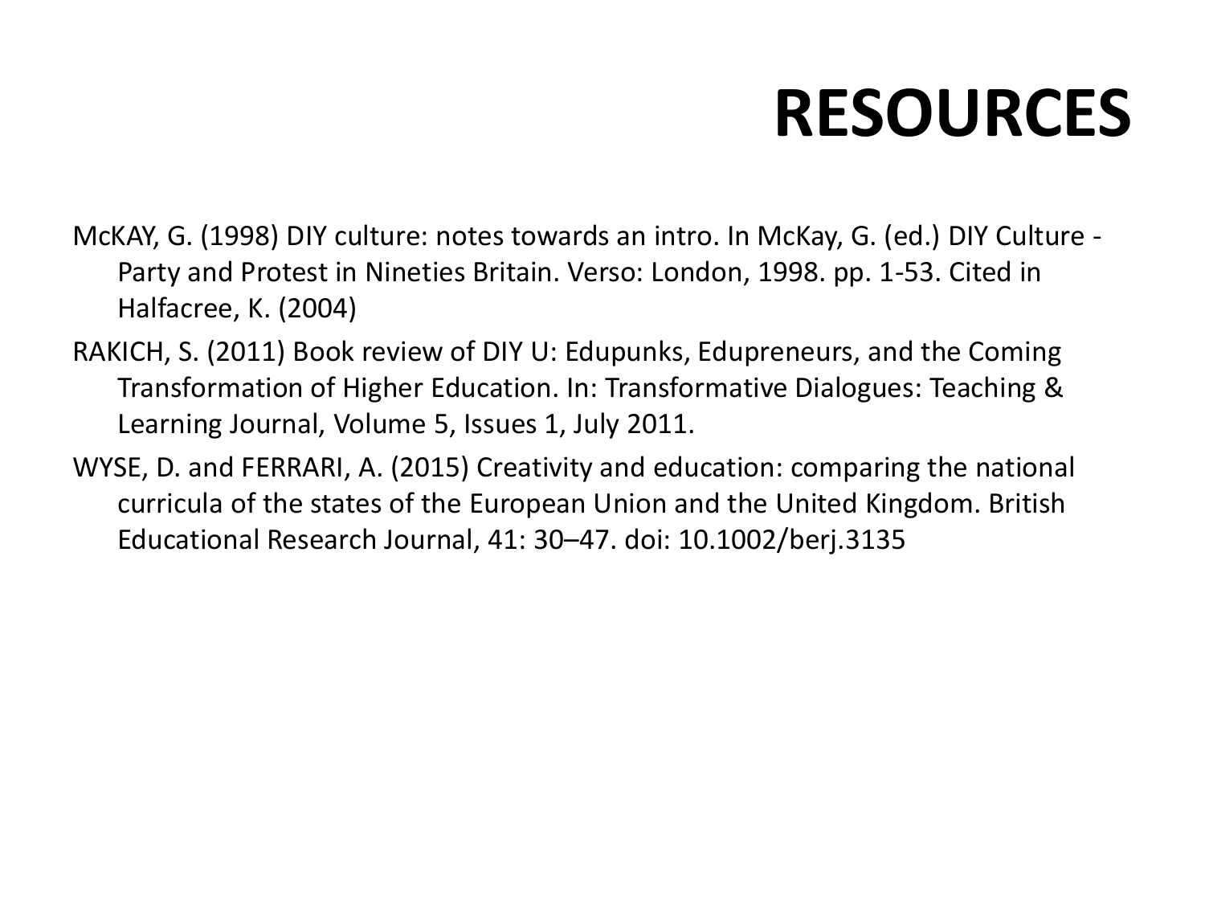# RESOURCES

McKAY, G. (1998) DIY culture: notes towards an intro. In McKay, G. (ed.) DIY Culture - Party and Protest in Nineties Britain. Verso: London, 1998. pp. 1-53. Cited in Halfacree, K. (2004)

RAKICH, S. (2011) Book review of DIY U: Edupunks, Edupreneurs, and the Coming Transformation of Higher Education. In: Transformative Dialogues: Teaching & Learning Journal, Volume 5, Issues 1, July 2011.

WYSE, D. and FERRARI, A. (2015) Creativity and education: comparing the national curricula of the states of the European Union and the United Kingdom. British Educational Research Journal, 41: 30–47. doi: 10.1002/berj.3135